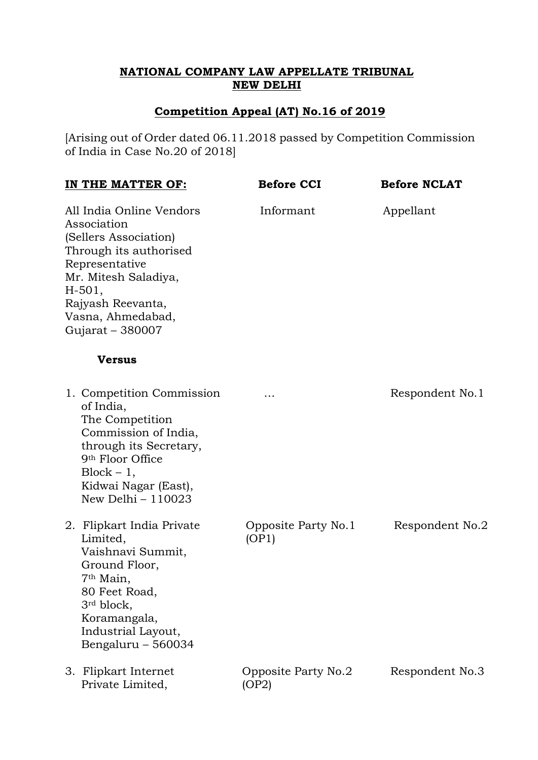**NATIONAL COMPANY LAW APPELLATE TRIBUNAL**
**NEW DELHI**

**Competition Appeal (AT) No.16 of 2019**

[Arising out of Order dated 06.11.2018 passed by Competition Commission of India in Case No.20 of 2018]

| **IN THE MATTER OF:** | **Before CCI** | **Before NCLAT** |
|---|---|---|
| All India Online Vendors Association (Sellers Association) Through its authorised Representative Mr. Mitesh Saladiya, H-501, Rajyash Reevanta, Vasna, Ahmedabad, Gujarat – 380007 | Informant | Appellant |
| **Versus** | | |
| 1. Competition Commission of India, The Competition Commission of India, through its Secretary, 9th Floor Office Block – 1, Kidwai Nagar (East), New Delhi – 110023 | … | Respondent No.1 |
| 2. Flipkart India Private Limited, Vaishnavi Summit, Ground Floor, 7th Main, 80 Feet Road, 3rd block, Koramangala, Industrial Layout, Bengaluru – 560034 | Opposite Party No.1 (OP1) | Respondent No.2 |
| 3. Flipkart Internet Private Limited, | Opposite Party No.2 (OP2) | Respondent No.3 |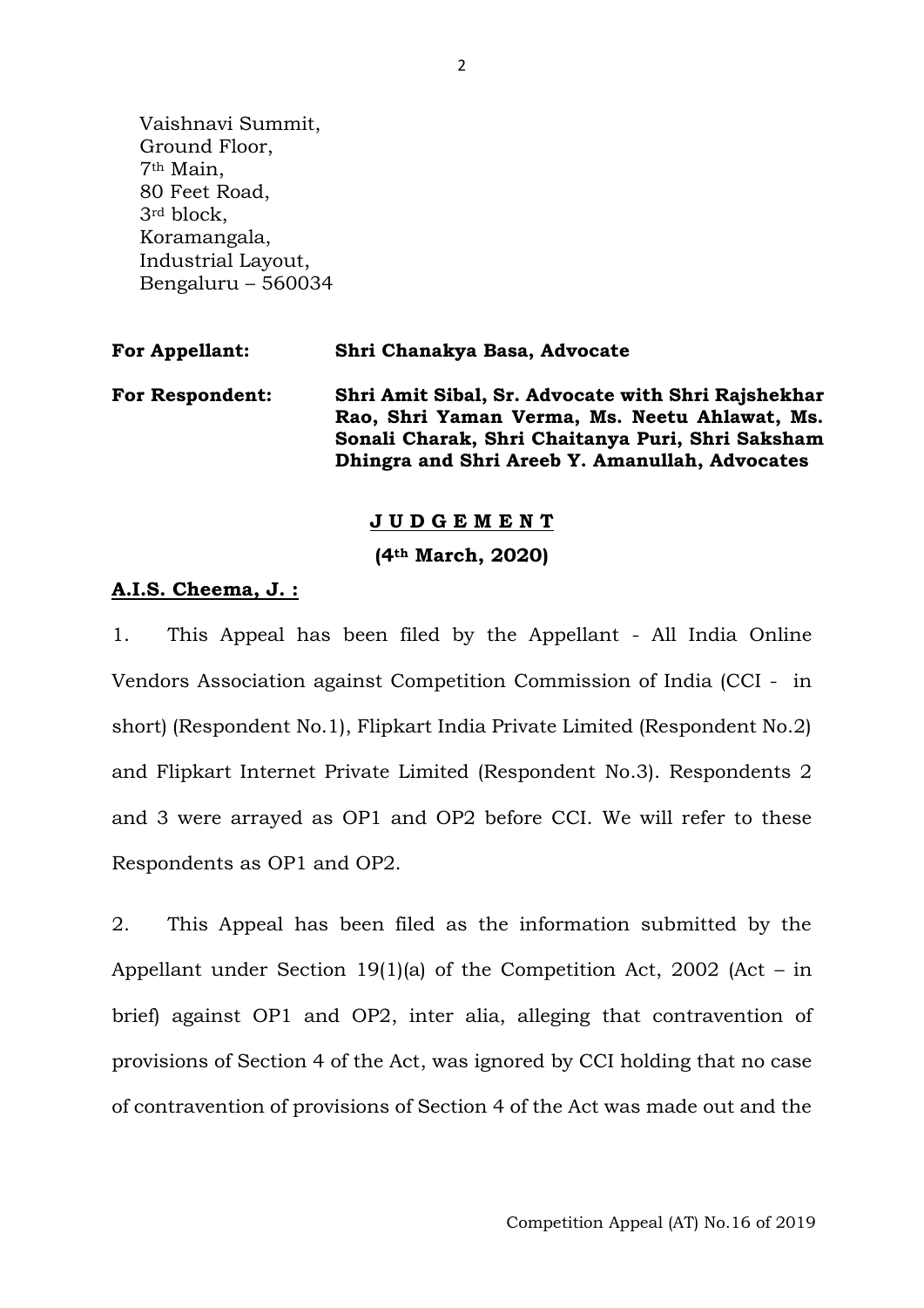Vaishnavi Summit,
Ground Floor,
7th Main,
80 Feet Road,
3rd block,
Koramangala,
Industrial Layout,
Bengaluru – 560034

**For Appellant:** **Shri Chanakya Basa, Advocate**

**For Respondent:** **Shri Amit Sibal, Sr. Advocate with Shri Rajshekhar Rao, Shri Yaman Verma, Ms. Neetu Ahlawat, Ms. Sonali Charak, Shri Chaitanya Puri, Shri Saksham Dhingra and Shri Areeb Y. Amanullah, Advocates**

**J U D G E M E N T**

**(4th March, 2020)**

**A.I.S. Cheema, J. :**

1. This Appeal has been filed by the Appellant - All India Online Vendors Association against Competition Commission of India (CCI - in short) (Respondent No.1), Flipkart India Private Limited (Respondent No.2) and Flipkart Internet Private Limited (Respondent No.3). Respondents 2 and 3 were arrayed as OP1 and OP2 before CCI. We will refer to these Respondents as OP1 and OP2.

2. This Appeal has been filed as the information submitted by the Appellant under Section 19(1)(a) of the Competition Act, 2002 (Act – in brief) against OP1 and OP2, inter alia, alleging that contravention of provisions of Section 4 of the Act, was ignored by CCI holding that no case of contravention of provisions of Section 4 of the Act was made out and the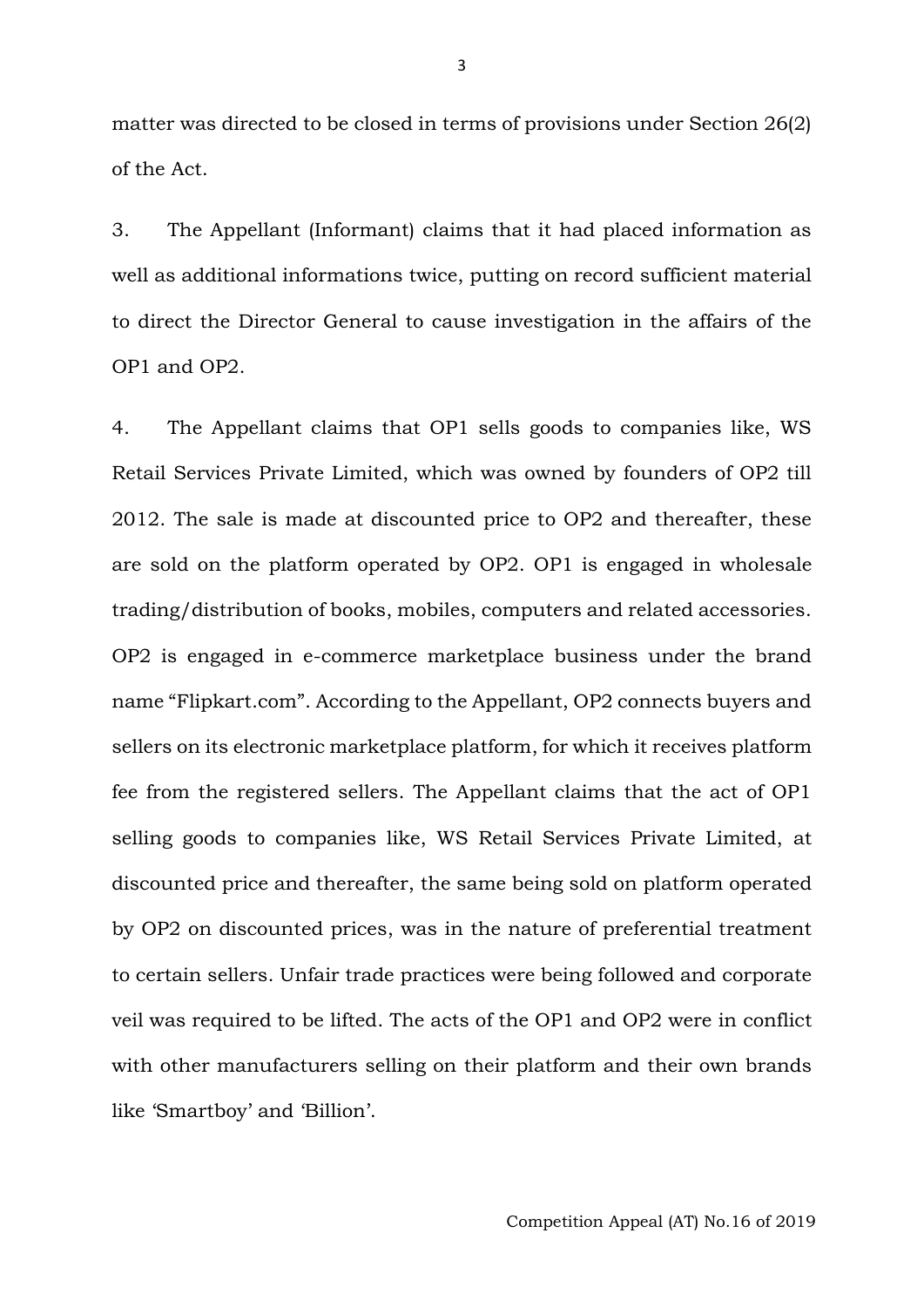matter was directed to be closed in terms of provisions under Section 26(2) of the Act.

3. The Appellant (Informant) claims that it had placed information as well as additional informations twice, putting on record sufficient material to direct the Director General to cause investigation in the affairs of the OP1 and OP2.

4. The Appellant claims that OP1 sells goods to companies like, WS Retail Services Private Limited, which was owned by founders of OP2 till 2012. The sale is made at discounted price to OP2 and thereafter, these are sold on the platform operated by OP2. OP1 is engaged in wholesale trading/distribution of books, mobiles, computers and related accessories. OP2 is engaged in e-commerce marketplace business under the brand name "Flipkart.com". According to the Appellant, OP2 connects buyers and sellers on its electronic marketplace platform, for which it receives platform fee from the registered sellers. The Appellant claims that the act of OP1 selling goods to companies like, WS Retail Services Private Limited, at discounted price and thereafter, the same being sold on platform operated by OP2 on discounted prices, was in the nature of preferential treatment to certain sellers. Unfair trade practices were being followed and corporate veil was required to be lifted. The acts of the OP1 and OP2 were in conflict with other manufacturers selling on their platform and their own brands like 'Smartboy' and 'Billion'.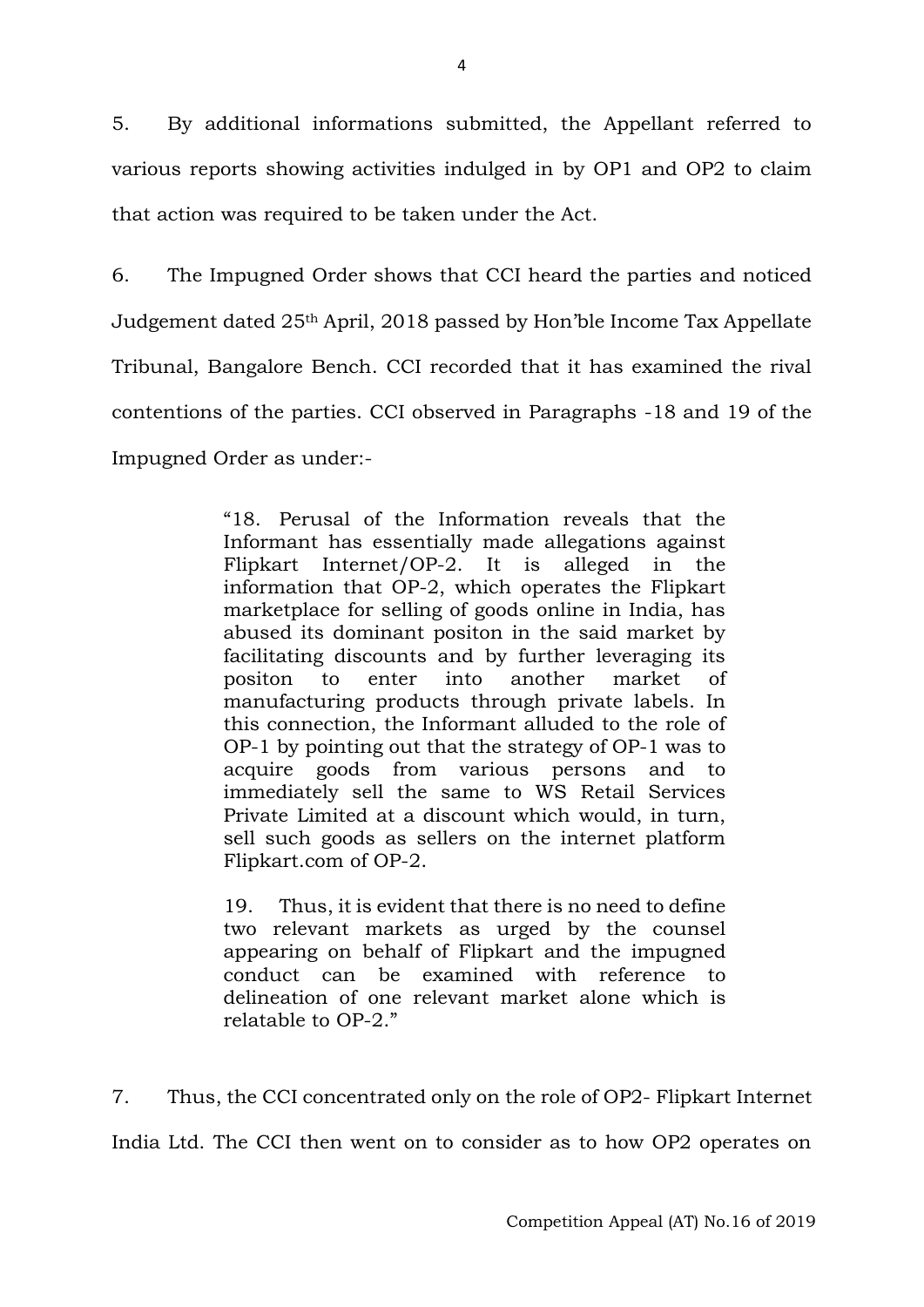5. By additional informations submitted, the Appellant referred to various reports showing activities indulged in by OP1 and OP2 to claim that action was required to be taken under the Act.

6. The Impugned Order shows that CCI heard the parties and noticed Judgement dated 25th April, 2018 passed by Hon'ble Income Tax Appellate Tribunal, Bangalore Bench. CCI recorded that it has examined the rival contentions of the parties. CCI observed in Paragraphs -18 and 19 of the Impugned Order as under:-

> "18. Perusal of the Information reveals that the Informant has essentially made allegations against Flipkart Internet/OP-2. It is alleged in the information that OP-2, which operates the Flipkart marketplace for selling of goods online in India, has abused its dominant positon in the said market by facilitating discounts and by further leveraging its positon to enter into another market of manufacturing products through private labels. In this connection, the Informant alluded to the role of OP-1 by pointing out that the strategy of OP-1 was to acquire goods from various persons and to immediately sell the same to WS Retail Services Private Limited at a discount which would, in turn, sell such goods as sellers on the internet platform Flipkart.com of OP-2.
>
> 19. Thus, it is evident that there is no need to define two relevant markets as urged by the counsel appearing on behalf of Flipkart and the impugned conduct can be examined with reference to delineation of one relevant market alone which is relatable to OP-2."

7. Thus, the CCI concentrated only on the role of OP2- Flipkart Internet India Ltd. The CCI then went on to consider as to how OP2 operates on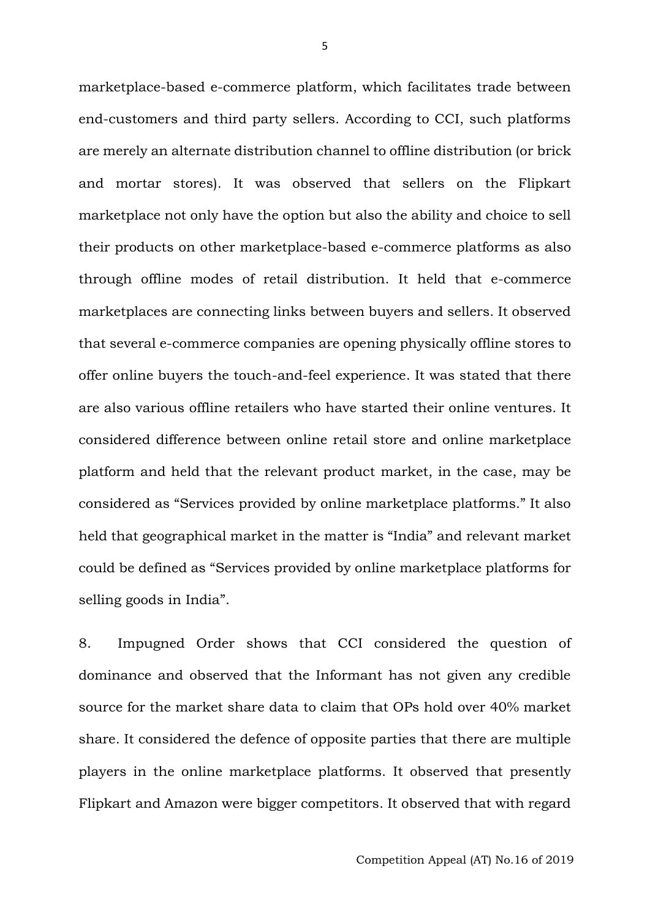marketplace-based e-commerce platform, which facilitates trade between end-customers and third party sellers. According to CCI, such platforms are merely an alternate distribution channel to offline distribution (or brick and mortar stores). It was observed that sellers on the Flipkart marketplace not only have the option but also the ability and choice to sell their products on other marketplace-based e-commerce platforms as also through offline modes of retail distribution. It held that e-commerce marketplaces are connecting links between buyers and sellers. It observed that several e-commerce companies are opening physically offline stores to offer online buyers the touch-and-feel experience. It was stated that there are also various offline retailers who have started their online ventures. It considered difference between online retail store and online marketplace platform and held that the relevant product market, in the case, may be considered as "Services provided by online marketplace platforms." It also held that geographical market in the matter is "India" and relevant market could be defined as "Services provided by online marketplace platforms for selling goods in India".

8. Impugned Order shows that CCI considered the question of dominance and observed that the Informant has not given any credible source for the market share data to claim that OPs hold over 40% market share. It considered the defence of opposite parties that there are multiple players in the online marketplace platforms. It observed that presently Flipkart and Amazon were bigger competitors. It observed that with regard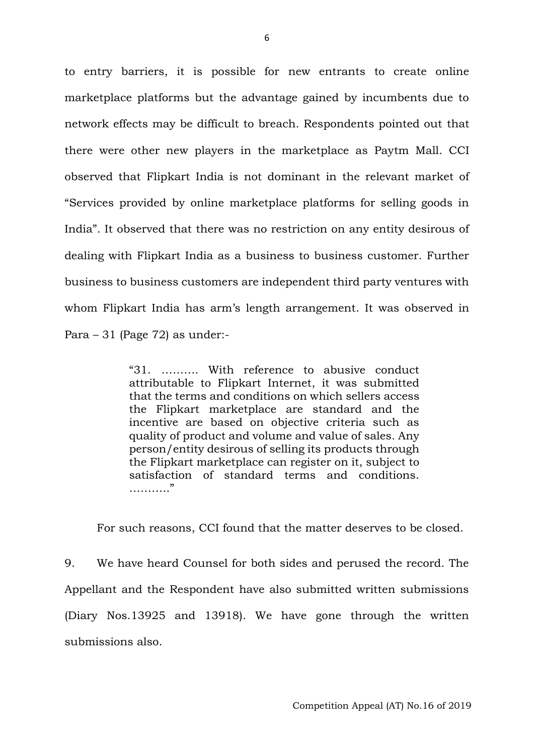to entry barriers, it is possible for new entrants to create online marketplace platforms but the advantage gained by incumbents due to network effects may be difficult to breach. Respondents pointed out that there were other new players in the marketplace as Paytm Mall. CCI observed that Flipkart India is not dominant in the relevant market of "Services provided by online marketplace platforms for selling goods in India". It observed that there was no restriction on any entity desirous of dealing with Flipkart India as a business to business customer. Further business to business customers are independent third party ventures with whom Flipkart India has arm's length arrangement. It was observed in Para – 31 (Page 72) as under:-

> "31. ………. With reference to abusive conduct attributable to Flipkart Internet, it was submitted that the terms and conditions on which sellers access the Flipkart marketplace are standard and the incentive are based on objective criteria such as quality of product and volume and value of sales. Any person/entity desirous of selling its products through the Flipkart marketplace can register on it, subject to satisfaction of standard terms and conditions. ……….."

For such reasons, CCI found that the matter deserves to be closed.

9. We have heard Counsel for both sides and perused the record. The Appellant and the Respondent have also submitted written submissions (Diary Nos.13925 and 13918). We have gone through the written submissions also.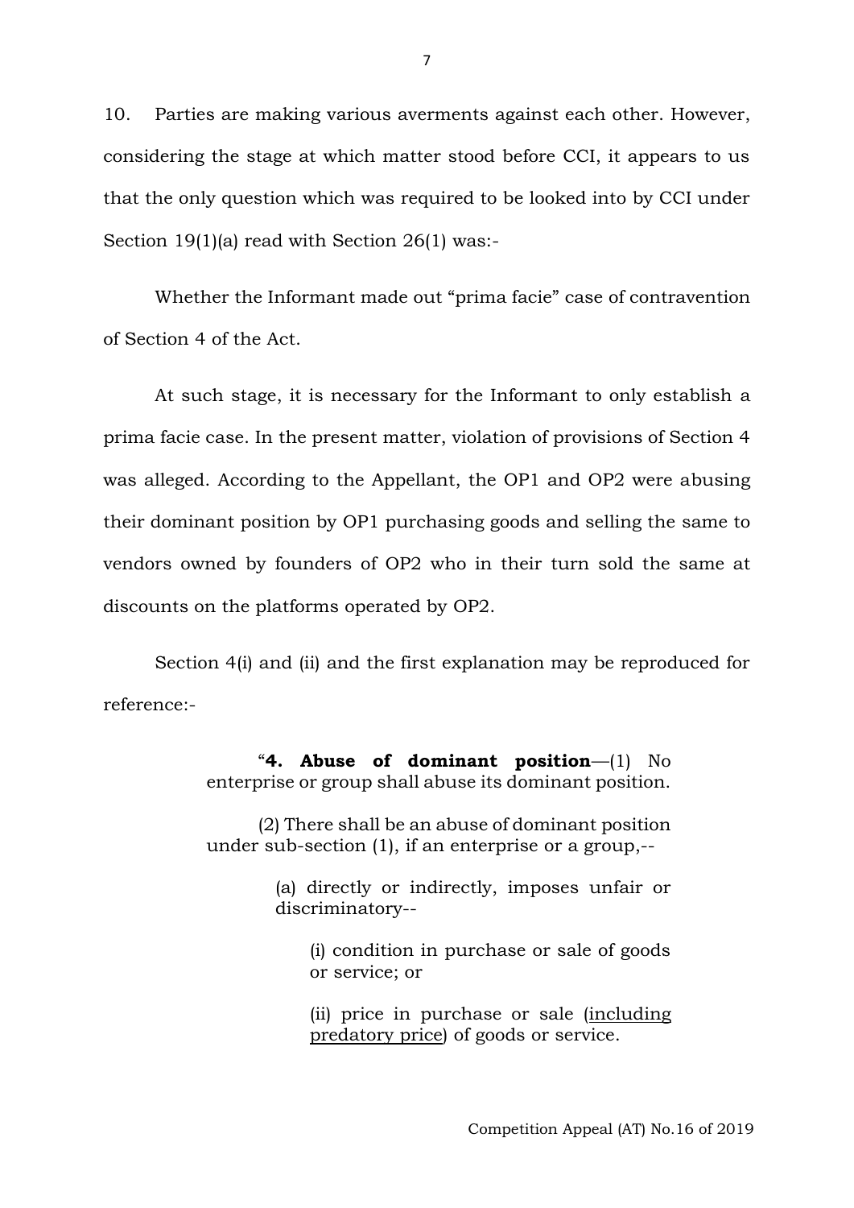10. Parties are making various averments against each other. However, considering the stage at which matter stood before CCI, it appears to us that the only question which was required to be looked into by CCI under Section 19(1)(a) read with Section 26(1) was:-

Whether the Informant made out "prima facie" case of contravention of Section 4 of the Act.

At such stage, it is necessary for the Informant to only establish a prima facie case. In the present matter, violation of provisions of Section 4 was alleged. According to the Appellant, the OP1 and OP2 were abusing their dominant position by OP1 purchasing goods and selling the same to vendors owned by founders of OP2 who in their turn sold the same at discounts on the platforms operated by OP2.

Section 4(i) and (ii) and the first explanation may be reproduced for reference:-

> "**4. Abuse of dominant position**—(1) No enterprise or group shall abuse its dominant position.
>
> (2) There shall be an abuse of dominant position under sub-section (1), if an enterprise or a group,--
>
> (a) directly or indirectly, imposes unfair or discriminatory--
>
> (i) condition in purchase or sale of goods or service; or
>
> (ii) price in purchase or sale (<u>including predatory price</u>) of goods or service.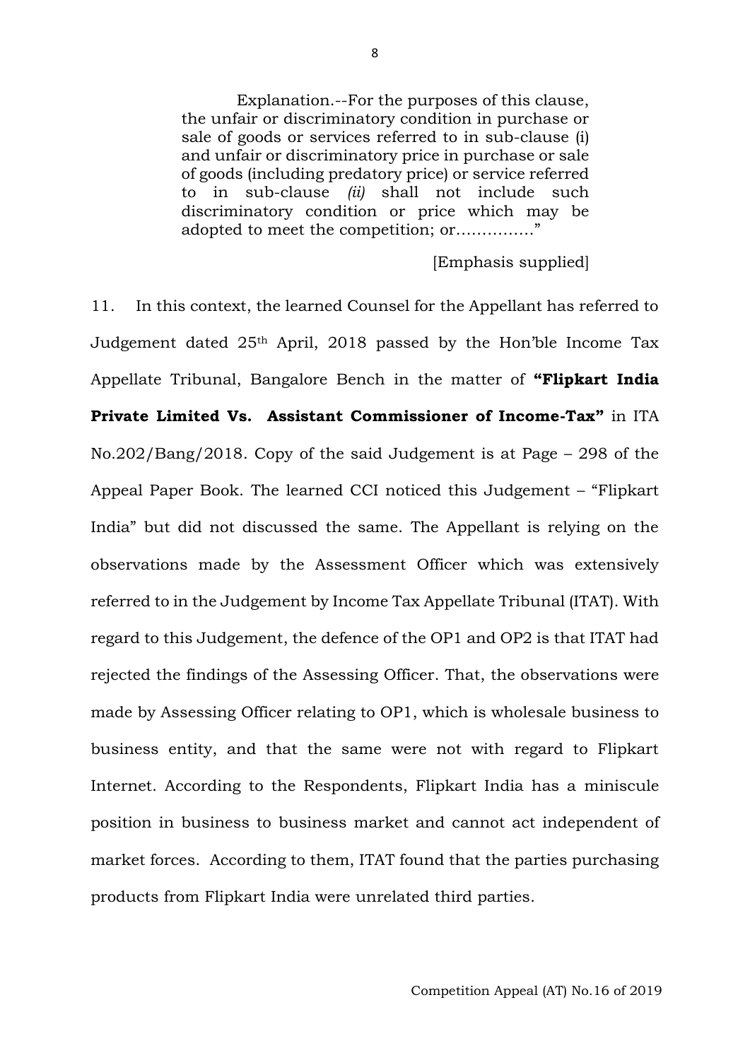> Explanation.--For the purposes of this clause, the unfair or discriminatory condition in purchase or sale of goods or services referred to in sub-clause (i) and unfair or discriminatory price in purchase or sale of goods (including predatory price) or service referred to in sub-clause *(ii)* shall not include such discriminatory condition or price which may be adopted to meet the competition; or…………..”
>
> [Emphasis supplied]

11. In this context, the learned Counsel for the Appellant has referred to Judgement dated 25th April, 2018 passed by the Hon'ble Income Tax Appellate Tribunal, Bangalore Bench in the matter of **“Flipkart India Private Limited Vs. Assistant Commissioner of Income-Tax”** in ITA No.202/Bang/2018. Copy of the said Judgement is at Page – 298 of the Appeal Paper Book. The learned CCI noticed this Judgement – “Flipkart India” but did not discussed the same. The Appellant is relying on the observations made by the Assessment Officer which was extensively referred to in the Judgement by Income Tax Appellate Tribunal (ITAT). With regard to this Judgement, the defence of the OP1 and OP2 is that ITAT had rejected the findings of the Assessing Officer. That, the observations were made by Assessing Officer relating to OP1, which is wholesale business to business entity, and that the same were not with regard to Flipkart Internet. According to the Respondents, Flipkart India has a miniscule position in business to business market and cannot act independent of market forces. According to them, ITAT found that the parties purchasing products from Flipkart India were unrelated third parties.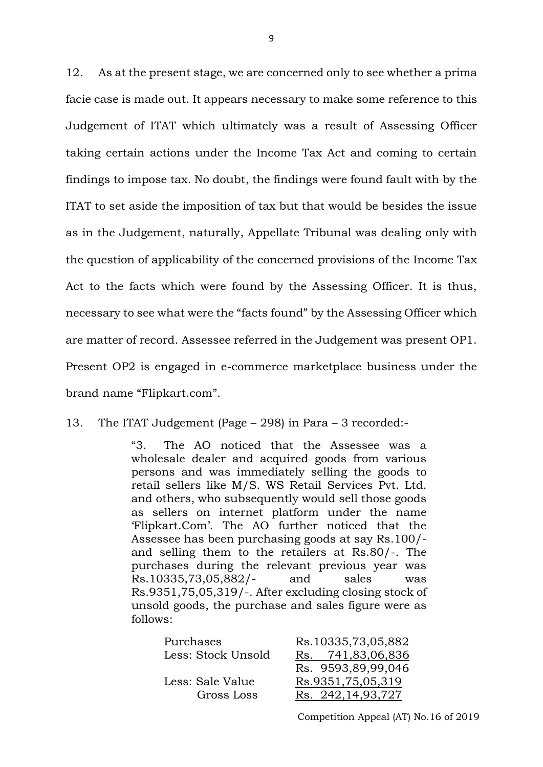12. As at the present stage, we are concerned only to see whether a prima facie case is made out. It appears necessary to make some reference to this Judgement of ITAT which ultimately was a result of Assessing Officer taking certain actions under the Income Tax Act and coming to certain findings to impose tax. No doubt, the findings were found fault with by the ITAT to set aside the imposition of tax but that would be besides the issue as in the Judgement, naturally, Appellate Tribunal was dealing only with the question of applicability of the concerned provisions of the Income Tax Act to the facts which were found by the Assessing Officer. It is thus, necessary to see what were the "facts found" by the Assessing Officer which are matter of record. Assessee referred in the Judgement was present OP1. Present OP2 is engaged in e-commerce marketplace business under the brand name "Flipkart.com".

13. The ITAT Judgement (Page – 298) in Para – 3 recorded:-

> "3. The AO noticed that the Assessee was a wholesale dealer and acquired goods from various persons and was immediately selling the goods to retail sellers like M/S. WS Retail Services Pvt. Ltd. and others, who subsequently would sell those goods as sellers on internet platform under the name 'Flipkart.Com'. The AO further noticed that the Assessee has been purchasing goods at say Rs.100/- and selling them to the retailers at Rs.80/-. The purchases during the relevant previous year was Rs.10335,73,05,882/- and sales was Rs.9351,75,05,319/-. After excluding closing stock of unsold goods, the purchase and sales figure were as follows:

| | |
|---|---|
| Purchases | Rs.10335,73,05,882 |
| Less: Stock Unsold | Rs. 741,83,06,836 |
| | Rs. 9593,89,99,046 |
| Less: Sale Value | Rs.9351,75,05,319 |
| Gross Loss | Rs. 242,14,93,727 |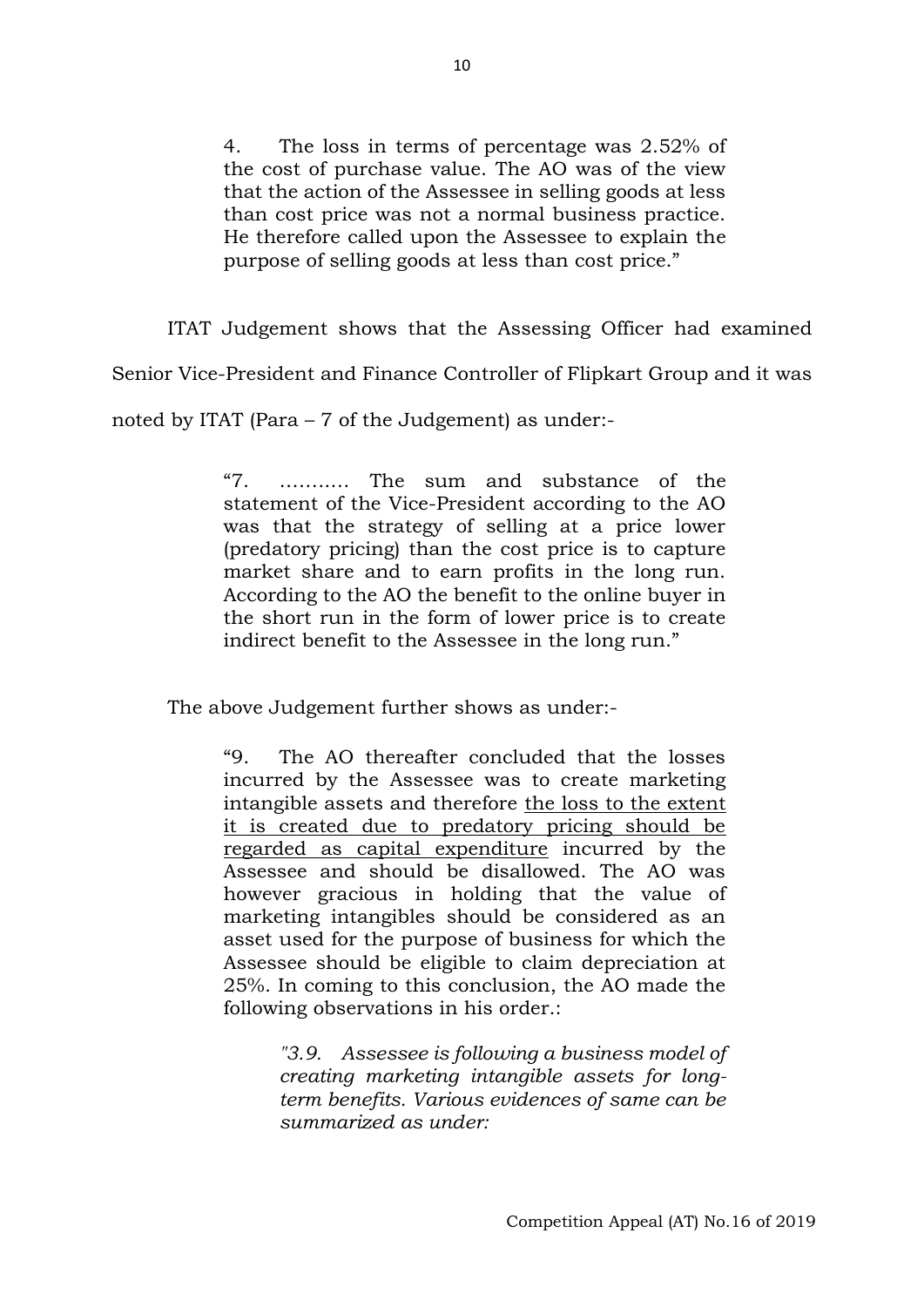> 4. The loss in terms of percentage was 2.52% of the cost of purchase value. The AO was of the view that the action of the Assessee in selling goods at less than cost price was not a normal business practice. He therefore called upon the Assessee to explain the purpose of selling goods at less than cost price."

ITAT Judgement shows that the Assessing Officer had examined Senior Vice-President and Finance Controller of Flipkart Group and it was noted by ITAT (Para – 7 of the Judgement) as under:-

> "7. ……….. The sum and substance of the statement of the Vice-President according to the AO was that the strategy of selling at a price lower (predatory pricing) than the cost price is to capture market share and to earn profits in the long run. According to the AO the benefit to the online buyer in the short run in the form of lower price is to create indirect benefit to the Assessee in the long run."

The above Judgement further shows as under:-

> "9. The AO thereafter concluded that the losses incurred by the Assessee was to create marketing intangible assets and therefore <u>the loss to the extent it is created due to predatory pricing should be regarded as capital expenditure</u> incurred by the Assessee and should be disallowed. The AO was however gracious in holding that the value of marketing intangibles should be considered as an asset used for the purpose of business for which the Assessee should be eligible to claim depreciation at 25%. In coming to this conclusion, the AO made the following observations in his order.:
>
> > *"3.9. Assessee is following a business model of creating marketing intangible assets for long-term benefits. Various evidences of same can be summarized as under:*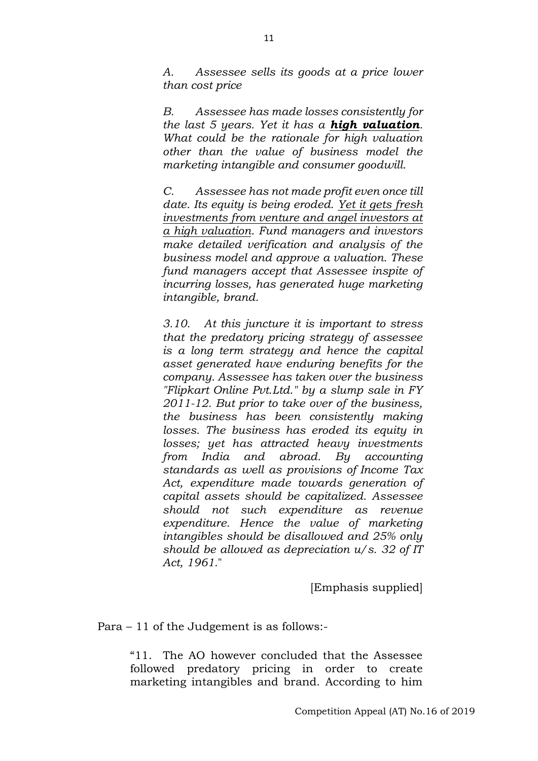> *A. Assessee sells its goods at a price lower than cost price*
>
> *B. Assessee has made losses consistently for the last 5 years. Yet it has a* ***<u>high valuation</u>***. *What could be the rationale for high valuation other than the value of business model the marketing intangible and consumer goodwill.*
>
> *C. Assessee has not made profit even once till date. Its equity is being eroded. <u>Yet it gets fresh investments from venture and angel investors at a high valuation</u>. Fund managers and investors make detailed verification and analysis of the business model and approve a valuation. These fund managers accept that Assessee inspite of incurring losses, has generated huge marketing intangible, brand.*
>
> *3.10. At this juncture it is important to stress that the predatory pricing strategy of assessee is a long term strategy and hence the capital asset generated have enduring benefits for the company. Assessee has taken over the business "Flipkart Online Pvt.Ltd." by a slump sale in FY 2011-12. But prior to take over of the business, the business has been consistently making losses. The business has eroded its equity in losses; yet has attracted heavy investments from India and abroad. By accounting standards as well as provisions of Income Tax Act, expenditure made towards generation of capital assets should be capitalized. Assessee should not such expenditure as revenue expenditure. Hence the value of marketing intangibles should be disallowed and 25% only should be allowed as depreciation u/s. 32 of IT Act, 1961*."
>
> [Emphasis supplied]

Para – 11 of the Judgement is as follows:-

> "11. The AO however concluded that the Assessee followed predatory pricing in order to create marketing intangibles and brand. According to him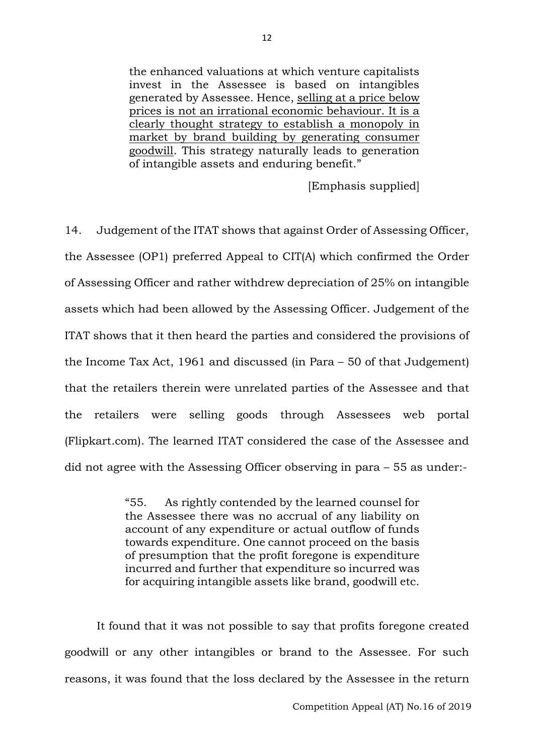> the enhanced valuations at which venture capitalists invest in the Assessee is based on intangibles generated by Assessee. Hence, <u>selling at a price below prices is not an irrational economic behaviour. It is a clearly thought strategy to establish a monopoly in market by brand building by generating consumer goodwill</u>. This strategy naturally leads to generation of intangible assets and enduring benefit."
>
> [Emphasis supplied]

14. Judgement of the ITAT shows that against Order of Assessing Officer, the Assessee (OP1) preferred Appeal to CIT(A) which confirmed the Order of Assessing Officer and rather withdrew depreciation of 25% on intangible assets which had been allowed by the Assessing Officer. Judgement of the ITAT shows that it then heard the parties and considered the provisions of the Income Tax Act, 1961 and discussed (in Para – 50 of that Judgement) that the retailers therein were unrelated parties of the Assessee and that the retailers were selling goods through Assessees web portal (Flipkart.com). The learned ITAT considered the case of the Assessee and did not agree with the Assessing Officer observing in para – 55 as under:-

> "55. As rightly contended by the learned counsel for the Assessee there was no accrual of any liability on account of any expenditure or actual outflow of funds towards expenditure. One cannot proceed on the basis of presumption that the profit foregone is expenditure incurred and further that expenditure so incurred was for acquiring intangible assets like brand, goodwill etc.

It found that it was not possible to say that profits foregone created goodwill or any other intangibles or brand to the Assessee. For such reasons, it was found that the loss declared by the Assessee in the return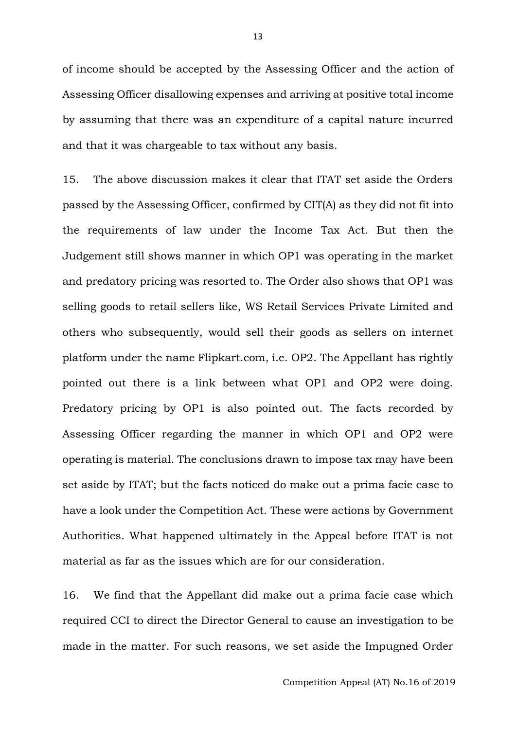of income should be accepted by the Assessing Officer and the action of Assessing Officer disallowing expenses and arriving at positive total income by assuming that there was an expenditure of a capital nature incurred and that it was chargeable to tax without any basis.

15. The above discussion makes it clear that ITAT set aside the Orders passed by the Assessing Officer, confirmed by CIT(A) as they did not fit into the requirements of law under the Income Tax Act. But then the Judgement still shows manner in which OP1 was operating in the market and predatory pricing was resorted to. The Order also shows that OP1 was selling goods to retail sellers like, WS Retail Services Private Limited and others who subsequently, would sell their goods as sellers on internet platform under the name Flipkart.com, i.e. OP2. The Appellant has rightly pointed out there is a link between what OP1 and OP2 were doing. Predatory pricing by OP1 is also pointed out. The facts recorded by Assessing Officer regarding the manner in which OP1 and OP2 were operating is material. The conclusions drawn to impose tax may have been set aside by ITAT; but the facts noticed do make out a prima facie case to have a look under the Competition Act. These were actions by Government Authorities. What happened ultimately in the Appeal before ITAT is not material as far as the issues which are for our consideration.

16. We find that the Appellant did make out a prima facie case which required CCI to direct the Director General to cause an investigation to be made in the matter. For such reasons, we set aside the Impugned Order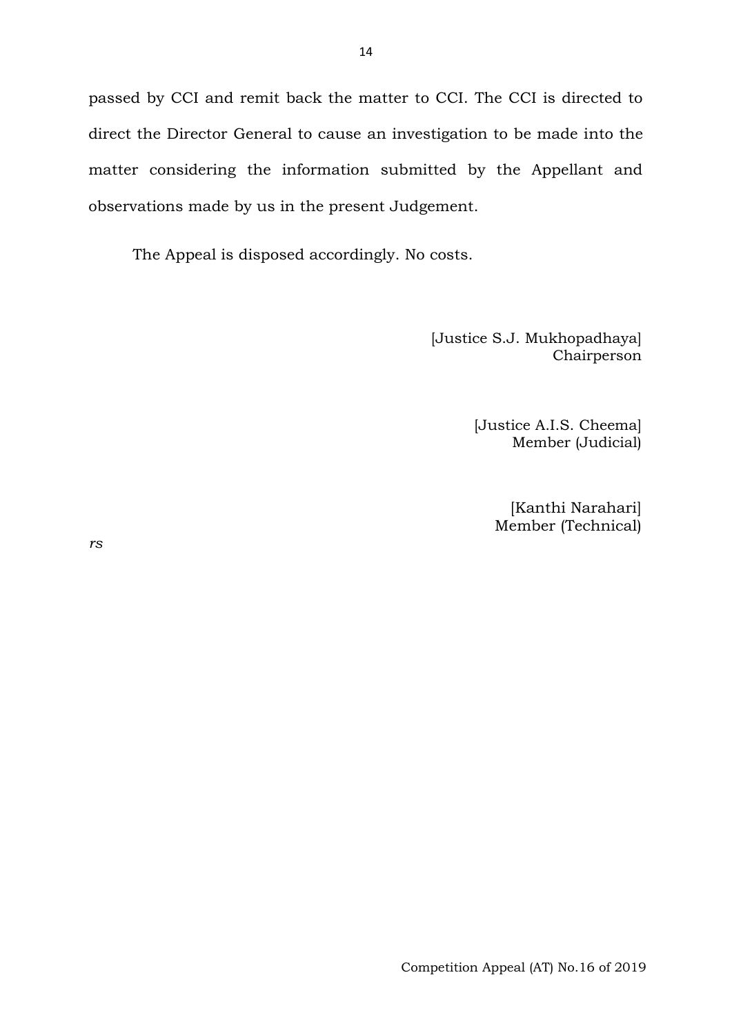passed by CCI and remit back the matter to CCI. The CCI is directed to direct the Director General to cause an investigation to be made into the matter considering the information submitted by the Appellant and observations made by us in the present Judgement.

The Appeal is disposed accordingly. No costs.

[Justice S.J. Mukhopadhaya]
Chairperson

[Justice A.I.S. Cheema]
Member (Judicial)

[Kanthi Narahari]
Member (Technical)

*rs*